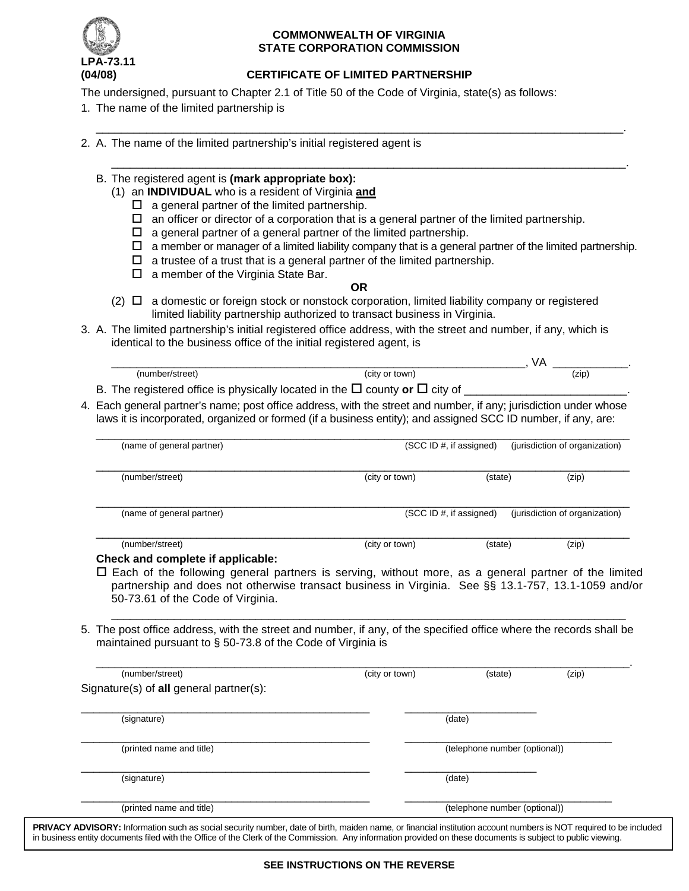**COMMONWEALTH OF VIRGINIA**
**STATE CORPORATION COMMISSION**

**LPA-73.11**
**(04/08)**

# CERTIFICATE OF LIMITED PARTNERSHIP

The undersigned, pursuant to Chapter 2.1 of Title 50 of the Code of Virginia, state(s) as follows:

1. The name of the limited partnership is

   ______________________________________________________________________.

2. A. The name of the limited partnership's initial registered agent is

   ______________________________________________________________________.

   B. The registered agent is **(mark appropriate box):**

   (1) an **INDIVIDUAL** who is a resident of Virginia **and**

   - ☐ a general partner of the limited partnership.
   - ☐ an officer or director of a corporation that is a general partner of the limited partnership.
   - ☐ a general partner of a general partner of the limited partnership.
   - ☐ a member or manager of a limited liability company that is a general partner of the limited partnership.
   - ☐ a trustee of a trust that is a general partner of the limited partnership.
   - ☐ a member of the Virginia State Bar.

   **OR**

   (2) ☐ a domestic or foreign stock or nonstock corporation, limited liability company or registered limited liability partnership authorized to transact business in Virginia.

3. A. The limited partnership's initial registered office address, with the street and number, if any, which is identical to the business office of the initial registered agent, is

   ______________________________________________________________, VA ____________.
   (number/street) (city or town) (zip)

   B. The registered office is physically located in the ☐ county **or** ☐ city of _________________________.

4. Each general partner's name; post office address, with the street and number, if any; jurisdiction under whose laws it is incorporated, organized or formed (if a business entity); and assigned SCC ID number, if any, are:

   ______________________________________________________________________
   (name of general partner) (SCC ID #, if assigned) (jurisdiction of organization)

   ______________________________________________________________________
   (number/street) (city or town) (state) (zip)

   ______________________________________________________________________
   (name of general partner) (SCC ID #, if assigned) (jurisdiction of organization)

   ______________________________________________________________________
   (number/street) (city or town) (state) (zip)

   **Check and complete if applicable:**

   ☐ Each of the following general partners is serving, without more, as a general partner of the limited partnership and does not otherwise transact business in Virginia. See §§ 13.1-757, 13.1-1059 and/or 50-73.61 of the Code of Virginia.

   ______________________________________________________________________

5. The post office address, with the street and number, if any, of the specified office where the records shall be maintained pursuant to § 50-73.8 of the Code of Virginia is

   ______________________________________________________________________.
   (number/street) (city or town) (state) (zip)

Signature(s) of **all** general partner(s):

_________________________________________ _______________________
(signature) (date)

_________________________________________ _______________________
(printed name and title) (telephone number (optional))

_________________________________________ _______________________
(signature) (date)

_________________________________________ _______________________
(printed name and title) (telephone number (optional))

**PRIVACY ADVISORY:** Information such as social security number, date of birth, maiden name, or financial institution account numbers is NOT required to be included in business entity documents filed with the Office of the Clerk of the Commission. Any information provided on these documents is subject to public viewing.

**SEE INSTRUCTIONS ON THE REVERSE**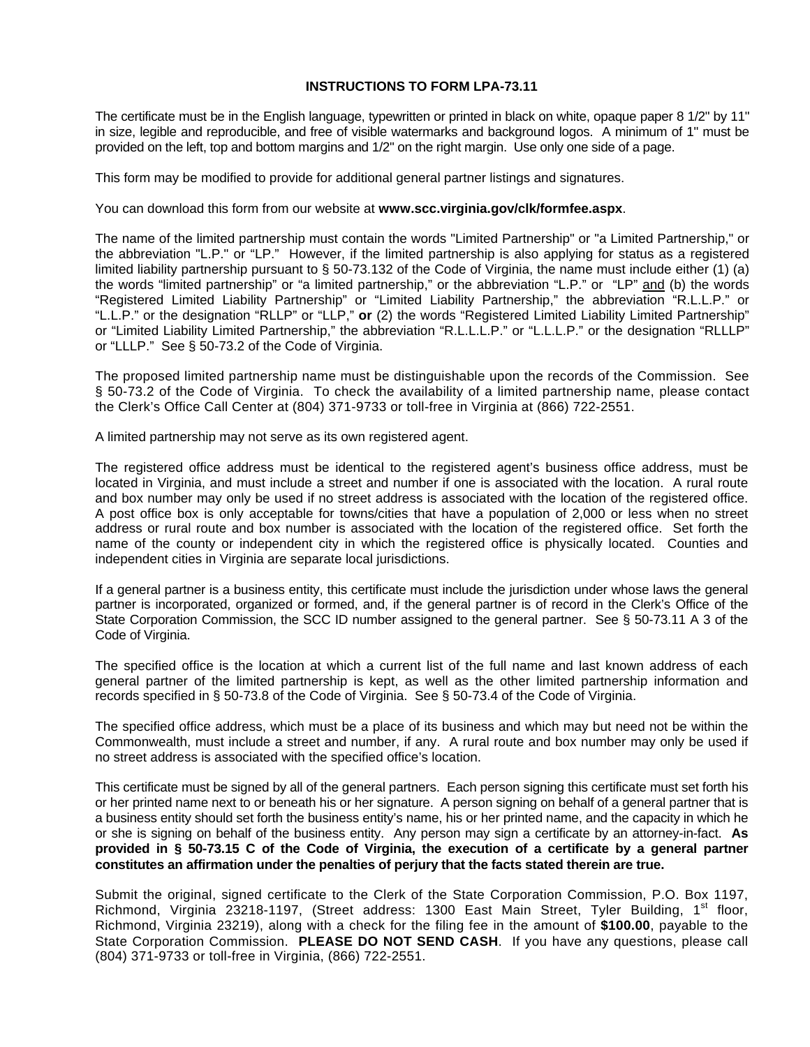## INSTRUCTIONS TO FORM LPA-73.11

The certificate must be in the English language, typewritten or printed in black on white, opaque paper 8 1/2" by 11" in size, legible and reproducible, and free of visible watermarks and background logos. A minimum of 1" must be provided on the left, top and bottom margins and 1/2" on the right margin. Use only one side of a page.

This form may be modified to provide for additional general partner listings and signatures.

You can download this form from our website at **www.scc.virginia.gov/clk/formfee.aspx**.

The name of the limited partnership must contain the words "Limited Partnership" or "a Limited Partnership," or the abbreviation "L.P." or "LP." However, if the limited partnership is also applying for status as a registered limited liability partnership pursuant to § 50-73.132 of the Code of Virginia, the name must include either (1) (a) the words "limited partnership" or "a limited partnership," or the abbreviation "L.P." or "LP" and (b) the words "Registered Limited Liability Partnership" or "Limited Liability Partnership," the abbreviation "R.L.L.P." or "L.L.P." or the designation "RLLP" or "LLP," **or** (2) the words "Registered Limited Liability Limited Partnership" or "Limited Liability Limited Partnership," the abbreviation "R.L.L.L.P." or "L.L.L.P." or the designation "RLLLP" or "LLLP." See § 50-73.2 of the Code of Virginia.

The proposed limited partnership name must be distinguishable upon the records of the Commission. See § 50-73.2 of the Code of Virginia. To check the availability of a limited partnership name, please contact the Clerk's Office Call Center at (804) 371-9733 or toll-free in Virginia at (866) 722-2551.

A limited partnership may not serve as its own registered agent.

The registered office address must be identical to the registered agent's business office address, must be located in Virginia, and must include a street and number if one is associated with the location. A rural route and box number may only be used if no street address is associated with the location of the registered office. A post office box is only acceptable for towns/cities that have a population of 2,000 or less when no street address or rural route and box number is associated with the location of the registered office. Set forth the name of the county or independent city in which the registered office is physically located. Counties and independent cities in Virginia are separate local jurisdictions.

If a general partner is a business entity, this certificate must include the jurisdiction under whose laws the general partner is incorporated, organized or formed, and, if the general partner is of record in the Clerk's Office of the State Corporation Commission, the SCC ID number assigned to the general partner. See § 50-73.11 A 3 of the Code of Virginia.

The specified office is the location at which a current list of the full name and last known address of each general partner of the limited partnership is kept, as well as the other limited partnership information and records specified in § 50-73.8 of the Code of Virginia. See § 50-73.4 of the Code of Virginia.

The specified office address, which must be a place of its business and which may but need not be within the Commonwealth, must include a street and number, if any. A rural route and box number may only be used if no street address is associated with the specified office's location.

This certificate must be signed by all of the general partners. Each person signing this certificate must set forth his or her printed name next to or beneath his or her signature. A person signing on behalf of a general partner that is a business entity should set forth the business entity's name, his or her printed name, and the capacity in which he or she is signing on behalf of the business entity. Any person may sign a certificate by an attorney-in-fact. **As provided in § 50-73.15 C of the Code of Virginia, the execution of a certificate by a general partner constitutes an affirmation under the penalties of perjury that the facts stated therein are true.**

Submit the original, signed certificate to the Clerk of the State Corporation Commission, P.O. Box 1197, Richmond, Virginia 23218-1197, (Street address: 1300 East Main Street, Tyler Building, 1st floor, Richmond, Virginia 23219), along with a check for the filing fee in the amount of **$100.00**, payable to the State Corporation Commission. **PLEASE DO NOT SEND CASH**. If you have any questions, please call (804) 371-9733 or toll-free in Virginia, (866) 722-2551.